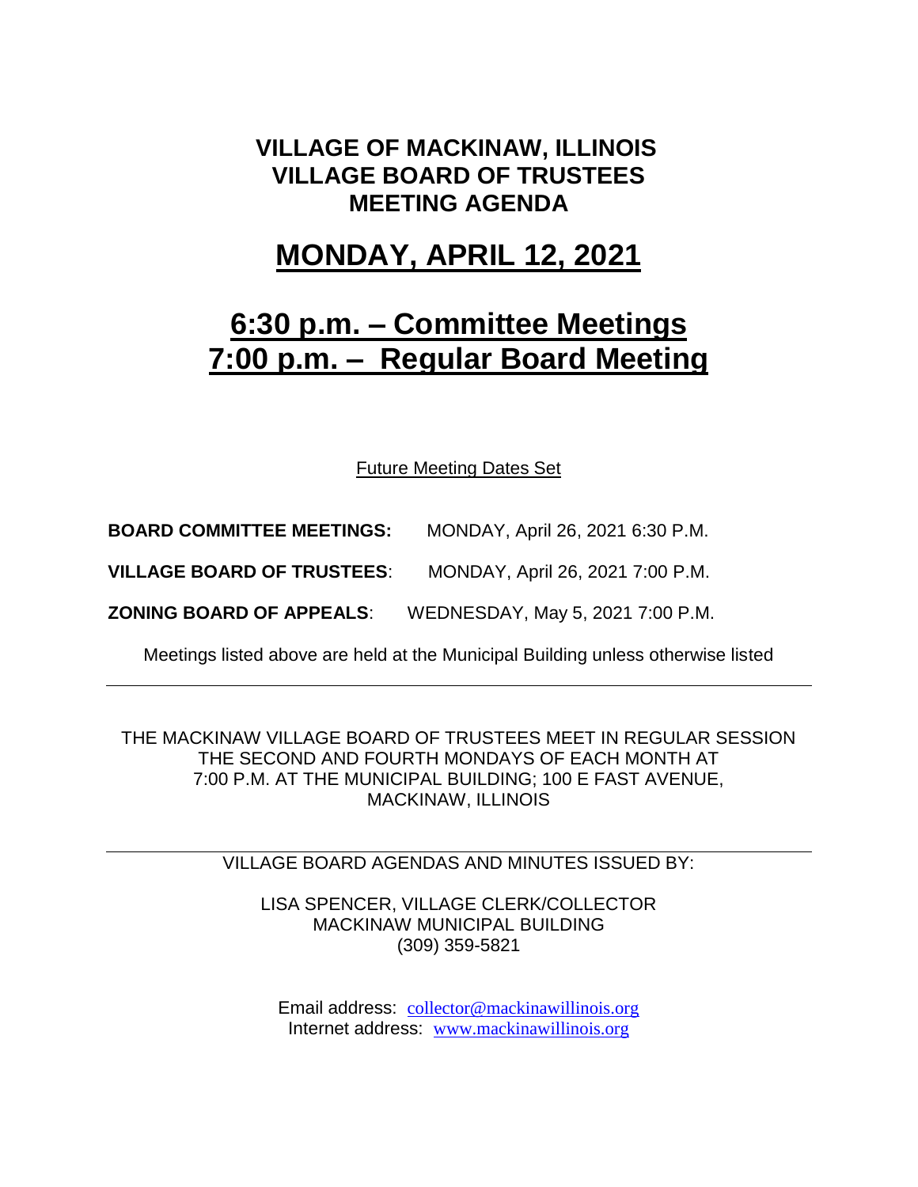# VILLAGE OF MACKINAW, ILLINOIS
# VILLAGE BOARD OF TRUSTEES
# MEETING AGENDA

## MONDAY, APRIL 12, 2021

## 6:30 p.m. – Committee Meetings
## 7:00 p.m. – Regular Board Meeting

Future Meeting Dates Set

**BOARD COMMITTEE MEETINGS:** MONDAY, April 26, 2021 6:30 P.M.

**VILLAGE BOARD OF TRUSTEES**: MONDAY, April 26, 2021 7:00 P.M.

**ZONING BOARD OF APPEALS**: WEDNESDAY, May 5, 2021 7:00 P.M.

Meetings listed above are held at the Municipal Building unless otherwise listed

---

THE MACKINAW VILLAGE BOARD OF TRUSTEES MEET IN REGULAR SESSION THE SECOND AND FOURTH MONDAYS OF EACH MONTH AT 7:00 P.M. AT THE MUNICIPAL BUILDING; 100 E FAST AVENUE, MACKINAW, ILLINOIS

---

VILLAGE BOARD AGENDAS AND MINUTES ISSUED BY:

LISA SPENCER, VILLAGE CLERK/COLLECTOR
MACKINAW MUNICIPAL BUILDING
(309) 359-5821

Email address: collector@mackinawillinois.org
Internet address: www.mackinawillinois.org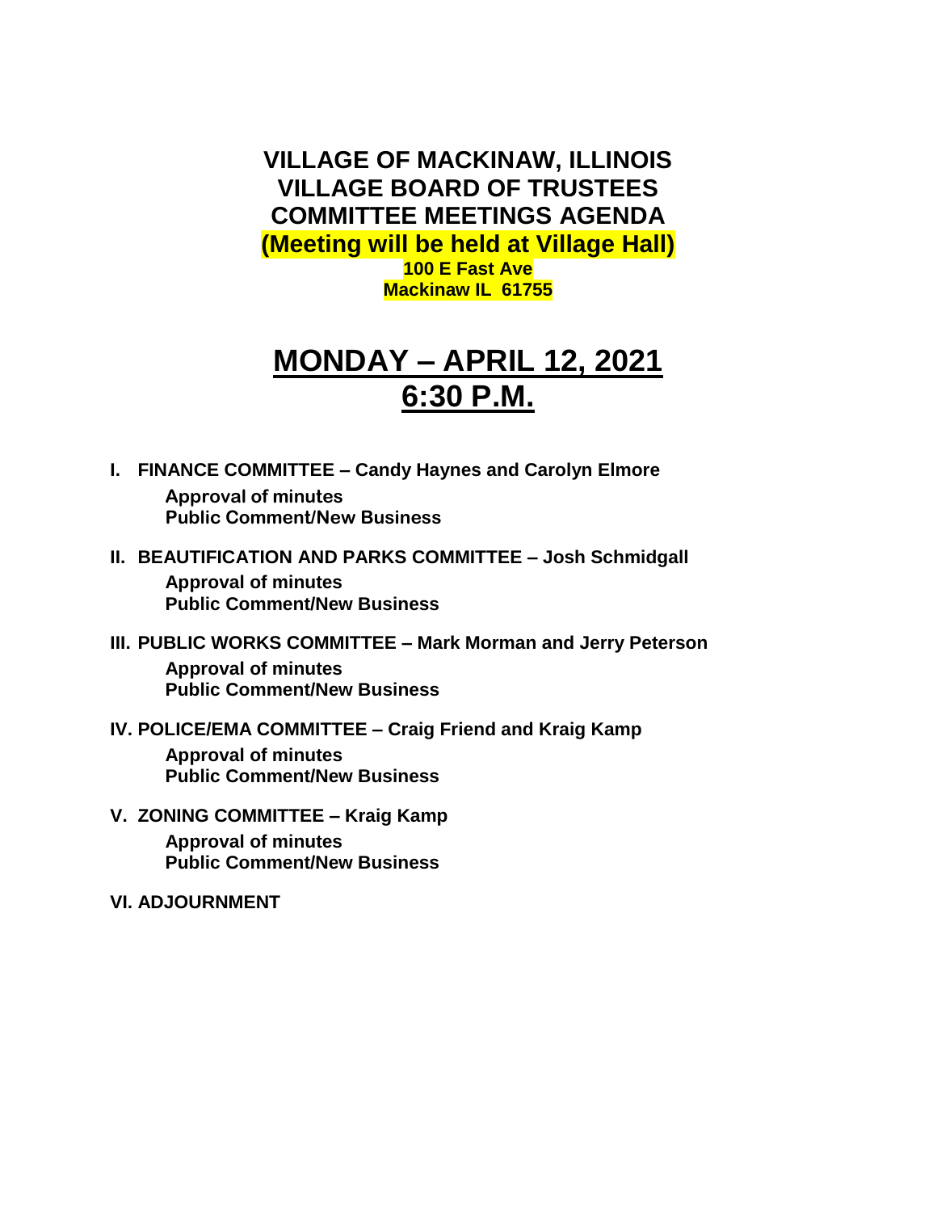# VILLAGE OF MACKINAW, ILLINOIS
# VILLAGE BOARD OF TRUSTEES
# COMMITTEE MEETINGS AGENDA

**(Meeting will be held at Village Hall)**
**100 E Fast Ave**
**Mackinaw IL 61755**

## MONDAY – APRIL 12, 2021
## 6:30 P.M.

**I. FINANCE COMMITTEE – Candy Haynes and Carolyn Elmore**
- **Approval of minutes**
- **Public Comment/New Business**

**II. BEAUTIFICATION AND PARKS COMMITTEE – Josh Schmidgall**
- **Approval of minutes**
- **Public Comment/New Business**

**III. PUBLIC WORKS COMMITTEE – Mark Morman and Jerry Peterson**
- **Approval of minutes**
- **Public Comment/New Business**

**IV. POLICE/EMA COMMITTEE – Craig Friend and Kraig Kamp**
- **Approval of minutes**
- **Public Comment/New Business**

**V. ZONING COMMITTEE – Kraig Kamp**
- **Approval of minutes**
- **Public Comment/New Business**

**VI. ADJOURNMENT**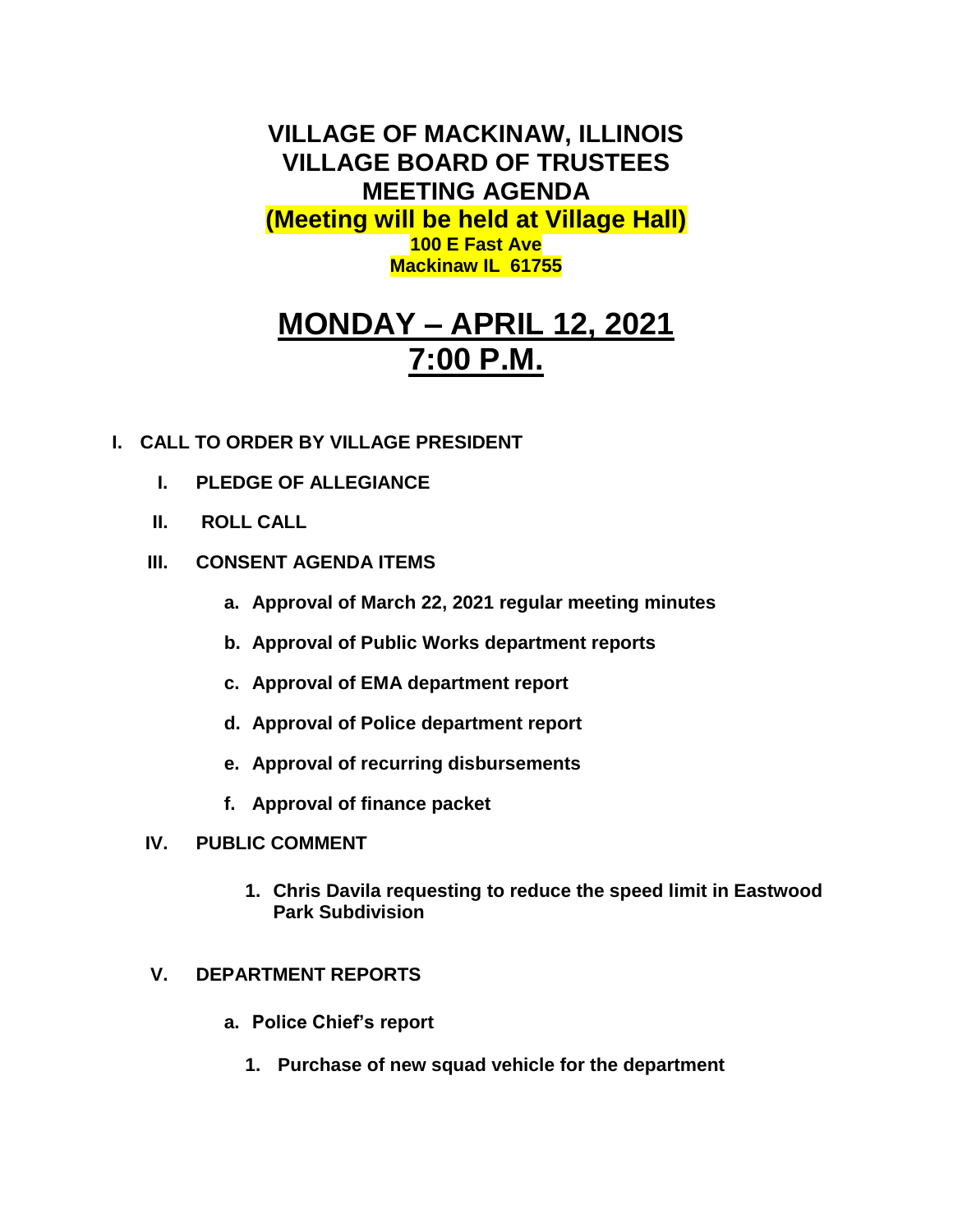# VILLAGE OF MACKINAW, ILLINOIS
# VILLAGE BOARD OF TRUSTEES
# MEETING AGENDA

**(Meeting will be held at Village Hall)**
**100 E Fast Ave**
**Mackinaw IL 61755**

# MONDAY – APRIL 12, 2021
# 7:00 P.M.

**I. CALL TO ORDER BY VILLAGE PRESIDENT**

**I. PLEDGE OF ALLEGIANCE**

**II. ROLL CALL**

**III. CONSENT AGENDA ITEMS**

- **a. Approval of March 22, 2021 regular meeting minutes**
- **b. Approval of Public Works department reports**
- **c. Approval of EMA department report**
- **d. Approval of Police department report**
- **e. Approval of recurring disbursements**
- **f. Approval of finance packet**

**IV. PUBLIC COMMENT**

1. **Chris Davila requesting to reduce the speed limit in Eastwood Park Subdivision**

**V. DEPARTMENT REPORTS**

- **a. Police Chief's report**
  1. **Purchase of new squad vehicle for the department**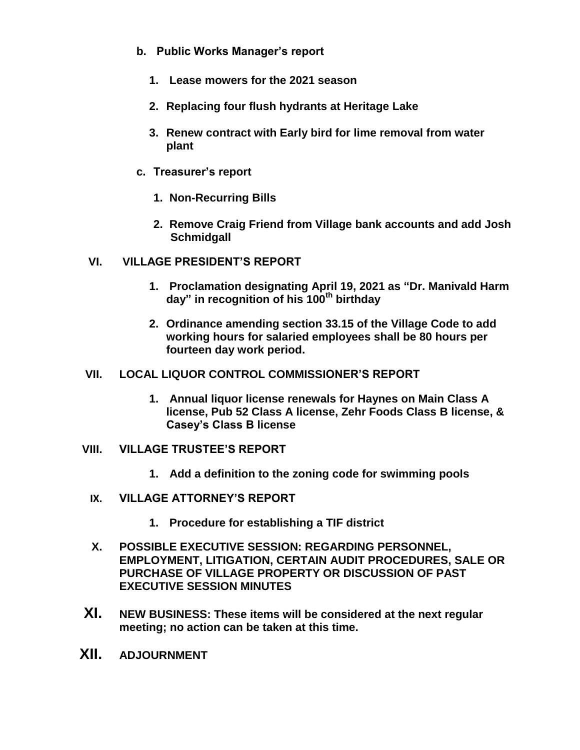**b. Public Works Manager's report**

1. **Lease mowers for the 2021 season**
2. **Replacing four flush hydrants at Heritage Lake**
3. **Renew contract with Early bird for lime removal from water plant**

**c. Treasurer's report**

1. **Non-Recurring Bills**
2. **Remove Craig Friend from Village bank accounts and add Josh Schmidgall**

**VI. VILLAGE PRESIDENT'S REPORT**

1. **Proclamation designating April 19, 2021 as "Dr. Manivald Harm day" in recognition of his 100th birthday**
2. **Ordinance amending section 33.15 of the Village Code to add working hours for salaried employees shall be 80 hours per fourteen day work period.**

**VII. LOCAL LIQUOR CONTROL COMMISSIONER'S REPORT**

1. **Annual liquor license renewals for Haynes on Main Class A license, Pub 52 Class A license, Zehr Foods Class B license, & Casey's Class B license**

**VIII. VILLAGE TRUSTEE'S REPORT**

1. **Add a definition to the zoning code for swimming pools**

**IX. VILLAGE ATTORNEY'S REPORT**

1. **Procedure for establishing a TIF district**

**X. POSSIBLE EXECUTIVE SESSION: REGARDING PERSONNEL, EMPLOYMENT, LITIGATION, CERTAIN AUDIT PROCEDURES, SALE OR PURCHASE OF VILLAGE PROPERTY OR DISCUSSION OF PAST EXECUTIVE SESSION MINUTES**

**XI. NEW BUSINESS: These items will be considered at the next regular meeting; no action can be taken at this time.**

**XII. ADJOURNMENT**